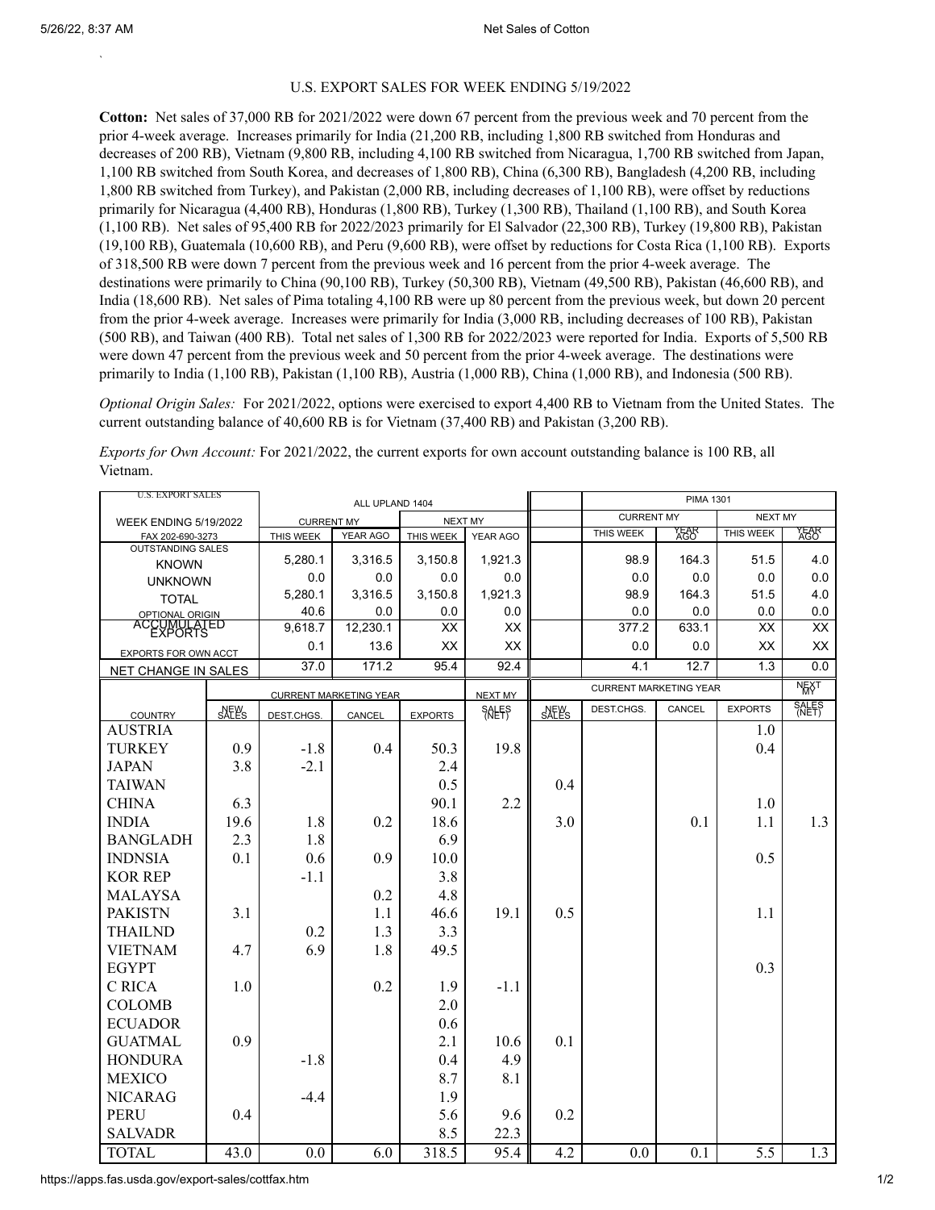U.S. EXPORT SALES FOR WEEK ENDING 5/19/2022

**Cotton:** Net sales of 37,000 RB for 2021/2022 were down 67 percent from the previous week and 70 percent from the prior 4-week average. Increases primarily for India (21,200 RB, including 1,800 RB switched from Honduras and decreases of 200 RB), Vietnam (9,800 RB, including 4,100 RB switched from Nicaragua, 1,700 RB switched from Japan, 1,100 RB switched from South Korea, and decreases of 1,800 RB), China (6,300 RB), Bangladesh (4,200 RB, including 1,800 RB switched from Turkey), and Pakistan (2,000 RB, including decreases of 1,100 RB), were offset by reductions primarily for Nicaragua (4,400 RB), Honduras (1,800 RB), Turkey (1,300 RB), Thailand (1,100 RB), and South Korea (1,100 RB). Net sales of 95,400 RB for 2022/2023 primarily for El Salvador (22,300 RB), Turkey (19,800 RB), Pakistan (19,100 RB), Guatemala (10,600 RB), and Peru (9,600 RB), were offset by reductions for Costa Rica (1,100 RB). Exports of 318,500 RB were down 7 percent from the previous week and 16 percent from the prior 4-week average. The destinations were primarily to China (90,100 RB), Turkey (50,300 RB), Vietnam (49,500 RB), Pakistan (46,600 RB), and India (18,600 RB). Net sales of Pima totaling 4,100 RB were up 80 percent from the previous week, but down 20 percent from the prior 4-week average. Increases were primarily for India (3,000 RB, including decreases of 100 RB), Pakistan (500 RB), and Taiwan (400 RB). Total net sales of 1,300 RB for 2022/2023 were reported for India. Exports of 5,500 RB were down 47 percent from the previous week and 50 percent from the prior 4-week average. The destinations were primarily to India (1,100 RB), Pakistan (1,100 RB), Austria (1,000 RB), China (1,000 RB), and Indonesia (500 RB).

*Optional Origin Sales:* For 2021/2022, options were exercised to export 4,400 RB to Vietnam from the United States. The current outstanding balance of 40,600 RB is for Vietnam (37,400 RB) and Pakistan (3,200 RB).

*Exports for Own Account:* For 2021/2022, the current exports for own account outstanding balance is 100 RB, all Vietnam.

| U.S. EXPORT SALES | ALL UPLAND 1404 | | | | | PIMA 1301 | | | |
|---|---|---|---|---|---|---|---|---|---|
| WEEK ENDING 5/19/2022 | CURRENT MY | | NEXT MY | | | CURRENT MY | | NEXT MY | |
| FAX 202-690-3273 | THIS WEEK | YEAR AGO | THIS WEEK | YEAR AGO | | THIS WEEK | YEAR AGO | THIS WEEK | YEAR AGO |
| OUTSTANDING SALES KNOWN | 5,280.1 | 3,316.5 | 3,150.8 | 1,921.3 | | 98.9 | 164.3 | 51.5 | 4.0 |
| UNKNOWN | 0.0 | 0.0 | 0.0 | 0.0 | | 0.0 | 0.0 | 0.0 | 0.0 |
| TOTAL | 5,280.1 | 3,316.5 | 3,150.8 | 1,921.3 | | 98.9 | 164.3 | 51.5 | 4.0 |
| OPTIONAL ORIGIN | 40.6 | 0.0 | 0.0 | 0.0 | | 0.0 | 0.0 | 0.0 | 0.0 |
| ACCUMULATED EXPORTS | 9,618.7 | 12,230.1 | XX | XX | | 377.2 | 633.1 | XX | XX |
| EXPORTS FOR OWN ACCT | 0.1 | 13.6 | XX | XX | | 0.0 | 0.0 | XX | XX |
| NET CHANGE IN SALES | 37.0 | 171.2 | 95.4 | 92.4 | | 4.1 | 12.7 | 1.3 | 0.0 |

| | CURRENT MARKETING YEAR | | | | NEXT MY | CURRENT MARKETING YEAR | | | | NEXT MY |
|---|---|---|---|---|---|---|---|---|---|---|
| COUNTRY | NEW SALES | DEST.CHGS. | CANCEL | EXPORTS | SALES (NET) | NEW SALES | DEST.CHGS. | CANCEL | EXPORTS | SALES (NET) |
| AUSTRIA | | | | | | | | | 1.0 | |
| TURKEY | 0.9 | -1.8 | 0.4 | 50.3 | 19.8 | | | | 0.4 | |
| JAPAN | 3.8 | -2.1 | | 2.4 | | | | | | |
| TAIWAN | | | | 0.5 | | 0.4 | | | | |
| CHINA | 6.3 | | | 90.1 | 2.2 | | | | 1.0 | |
| INDIA | 19.6 | 1.8 | 0.2 | 18.6 | | 3.0 | | 0.1 | 1.1 | 1.3 |
| BANGLADH | 2.3 | 1.8 | | 6.9 | | | | | | |
| INDNSIA | 0.1 | 0.6 | 0.9 | 10.0 | | | | | 0.5 | |
| KOR REP | | -1.1 | | 3.8 | | | | | | |
| MALAYSA | | | 0.2 | 4.8 | | | | | | |
| PAKISTN | 3.1 | | 1.1 | 46.6 | 19.1 | 0.5 | | | 1.1 | |
| THAILND | | 0.2 | 1.3 | 3.3 | | | | | | |
| VIETNAM | 4.7 | 6.9 | 1.8 | 49.5 | | | | | | |
| EGYPT | | | | | | | | | 0.3 | |
| C RICA | 1.0 | | 0.2 | 1.9 | -1.1 | | | | | |
| COLOMB | | | | 2.0 | | | | | | |
| ECUADOR | | | | 0.6 | | | | | | |
| GUATMAL | 0.9 | | | 2.1 | 10.6 | 0.1 | | | | |
| HONDURA | | -1.8 | | 0.4 | 4.9 | | | | | |
| MEXICO | | | | 8.7 | 8.1 | | | | | |
| NICARAG | | -4.4 | | 1.9 | | | | | | |
| PERU | 0.4 | | | 5.6 | 9.6 | 0.2 | | | | |
| SALVADR | | | | 8.5 | 22.3 | | | | | |
| TOTAL | 43.0 | 0.0 | 6.0 | 318.5 | 95.4 | 4.2 | 0.0 | 0.1 | 5.5 | 1.3 |